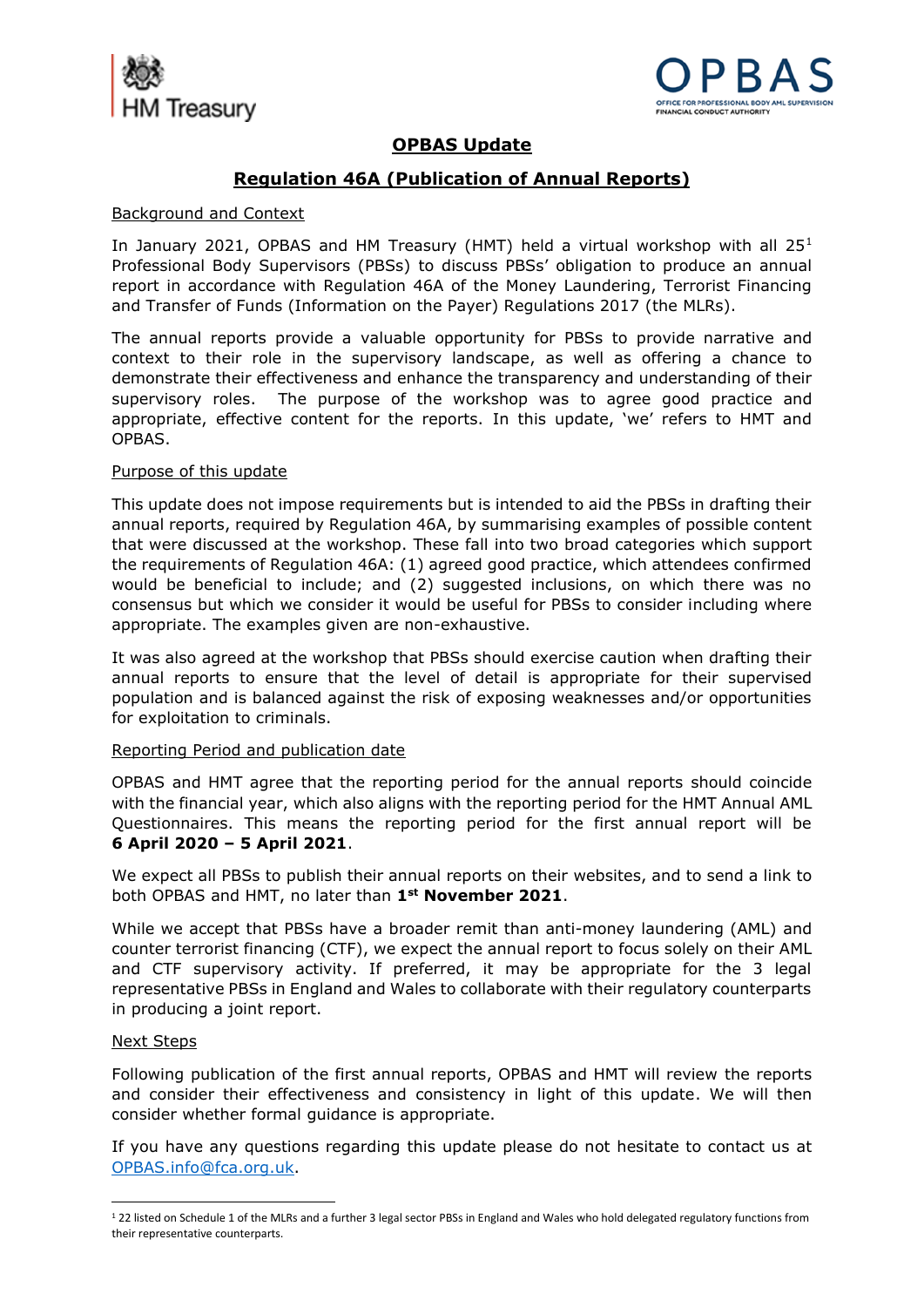# OPBAS Update

## Regulation 46A (Publication of Annual Reports)

### Background and Context

In January 2021, OPBAS and HM Treasury (HMT) held a virtual workshop with all 25[1] Professional Body Supervisors (PBSs) to discuss PBSs' obligation to produce an annual report in accordance with Regulation 46A of the Money Laundering, Terrorist Financing and Transfer of Funds (Information on the Payer) Regulations 2017 (the MLRs).

The annual reports provide a valuable opportunity for PBSs to provide narrative and context to their role in the supervisory landscape, as well as offering a chance to demonstrate their effectiveness and enhance the transparency and understanding of their supervisory roles. The purpose of the workshop was to agree good practice and appropriate, effective content for the reports. In this update, 'we' refers to HMT and OPBAS.

### Purpose of this update

This update does not impose requirements but is intended to aid the PBSs in drafting their annual reports, required by Regulation 46A, by summarising examples of possible content that were discussed at the workshop. These fall into two broad categories which support the requirements of Regulation 46A: (1) agreed good practice, which attendees confirmed would be beneficial to include; and (2) suggested inclusions, on which there was no consensus but which we consider it would be useful for PBSs to consider including where appropriate. The examples given are non-exhaustive.

It was also agreed at the workshop that PBSs should exercise caution when drafting their annual reports to ensure that the level of detail is appropriate for their supervised population and is balanced against the risk of exposing weaknesses and/or opportunities for exploitation to criminals.

### Reporting Period and publication date

OPBAS and HMT agree that the reporting period for the annual reports should coincide with the financial year, which also aligns with the reporting period for the HMT Annual AML Questionnaires. This means the reporting period for the first annual report will be **6 April 2020 – 5 April 2021**.

We expect all PBSs to publish their annual reports on their websites, and to send a link to both OPBAS and HMT, no later than **1st November 2021**.

While we accept that PBSs have a broader remit than anti-money laundering (AML) and counter terrorist financing (CTF), we expect the annual report to focus solely on their AML and CTF supervisory activity. If preferred, it may be appropriate for the 3 legal representative PBSs in England and Wales to collaborate with their regulatory counterparts in producing a joint report.

### Next Steps

Following publication of the first annual reports, OPBAS and HMT will review the reports and consider their effectiveness and consistency in light of this update. We will then consider whether formal guidance is appropriate.

If you have any questions regarding this update please do not hesitate to contact us at OPBAS.info@fca.org.uk.

---

[1] 22 listed on Schedule 1 of the MLRs and a further 3 legal sector PBSs in England and Wales who hold delegated regulatory functions from their representative counterparts.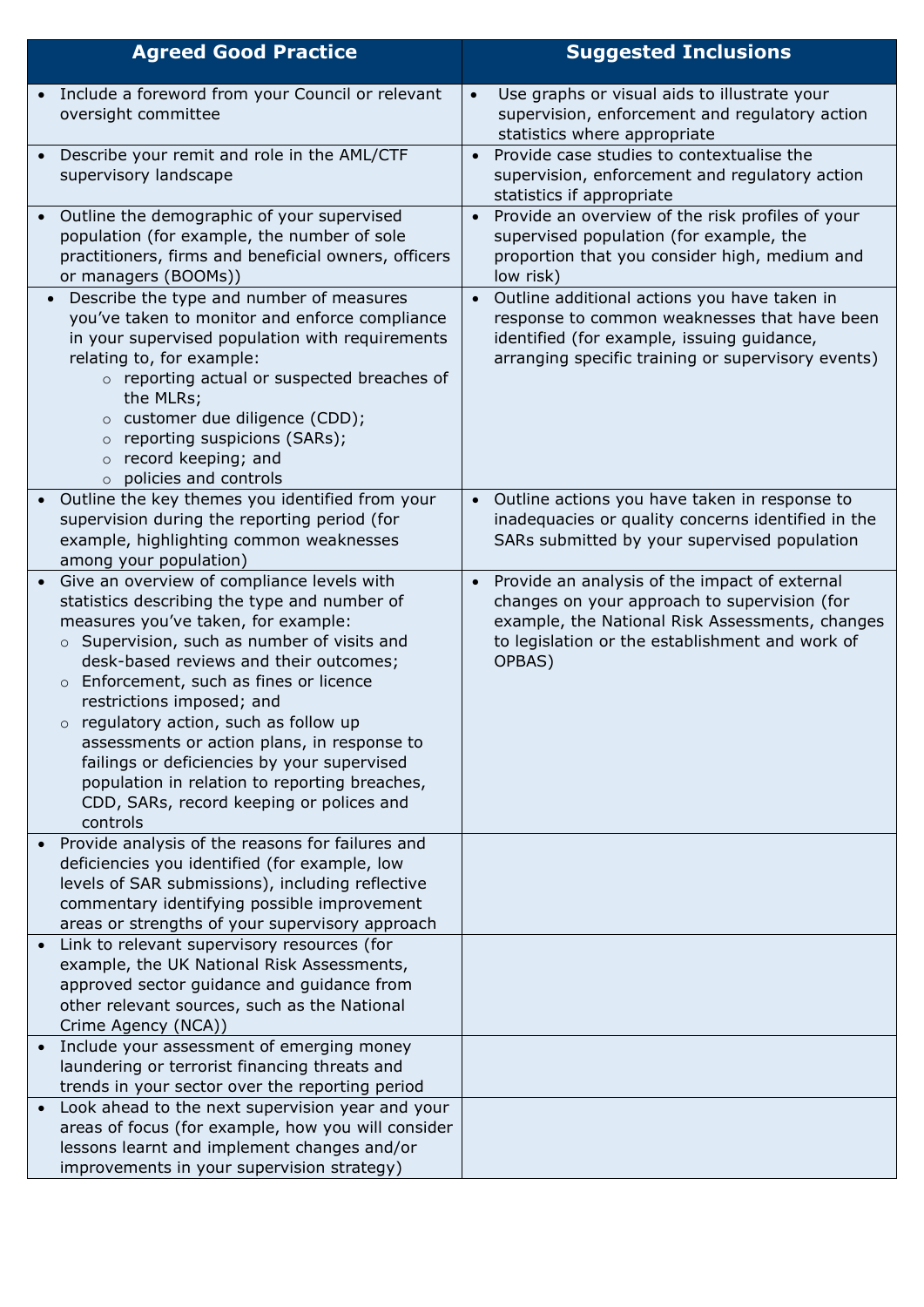| Agreed Good Practice | Suggested Inclusions |
|---|---|
| • Include a foreword from your Council or relevant oversight committee | • Use graphs or visual aids to illustrate your supervision, enforcement and regulatory action statistics where appropriate |
| • Describe your remit and role in the AML/CTF supervisory landscape | • Provide case studies to contextualise the supervision, enforcement and regulatory action statistics if appropriate |
| • Outline the demographic of your supervised population (for example, the number of sole practitioners, firms and beneficial owners, officers or managers (BOOMs)) | • Provide an overview of the risk profiles of your supervised population (for example, the proportion that you consider high, medium and low risk) |
| • Describe the type and number of measures you've taken to monitor and enforce compliance in your supervised population with requirements relating to, for example:<br>o reporting actual or suspected breaches of the MLRs;<br>o customer due diligence (CDD);<br>o reporting suspicions (SARs);<br>o record keeping; and<br>o policies and controls | • Outline additional actions you have taken in response to common weaknesses that have been identified (for example, issuing guidance, arranging specific training or supervisory events) |
| • Outline the key themes you identified from your supervision during the reporting period (for example, highlighting common weaknesses among your population) | • Outline actions you have taken in response to inadequacies or quality concerns identified in the SARs submitted by your supervised population |
| • Give an overview of compliance levels with statistics describing the type and number of measures you've taken, for example:<br>o Supervision, such as number of visits and desk-based reviews and their outcomes;<br>o Enforcement, such as fines or licence restrictions imposed; and<br>o regulatory action, such as follow up assessments or action plans, in response to failings or deficiencies by your supervised population in relation to reporting breaches, CDD, SARs, record keeping or polices and controls | • Provide an analysis of the impact of external changes on your approach to supervision (for example, the National Risk Assessments, changes to legislation or the establishment and work of OPBAS) |
| • Provide analysis of the reasons for failures and deficiencies you identified (for example, low levels of SAR submissions), including reflective commentary identifying possible improvement areas or strengths of your supervisory approach | |
| • Link to relevant supervisory resources (for example, the UK National Risk Assessments, approved sector guidance and guidance from other relevant sources, such as the National Crime Agency (NCA)) | |
| • Include your assessment of emerging money laundering or terrorist financing threats and trends in your sector over the reporting period | |
| • Look ahead to the next supervision year and your areas of focus (for example, how you will consider lessons learnt and implement changes and/or improvements in your supervision strategy) | |